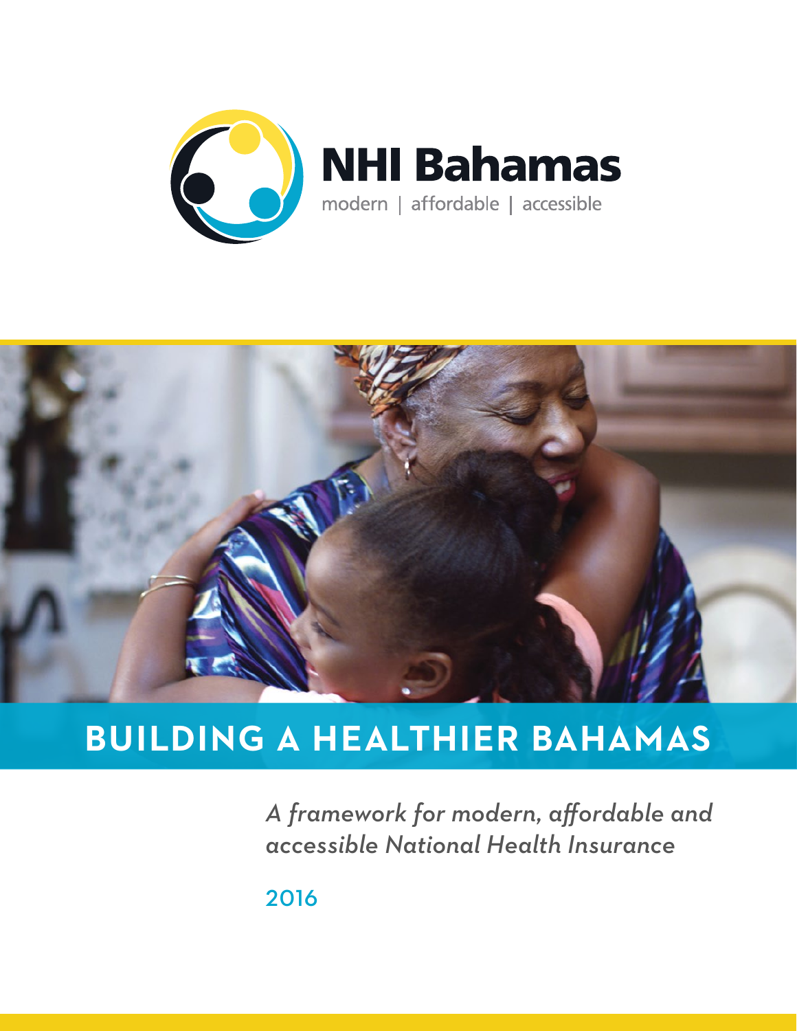# NHI Bahamas

modern | affordable | accessible

# BUILDING A HEALTHIER BAHAMAS

*A framework for modern, affordable and accessible National Health Insurance*

2016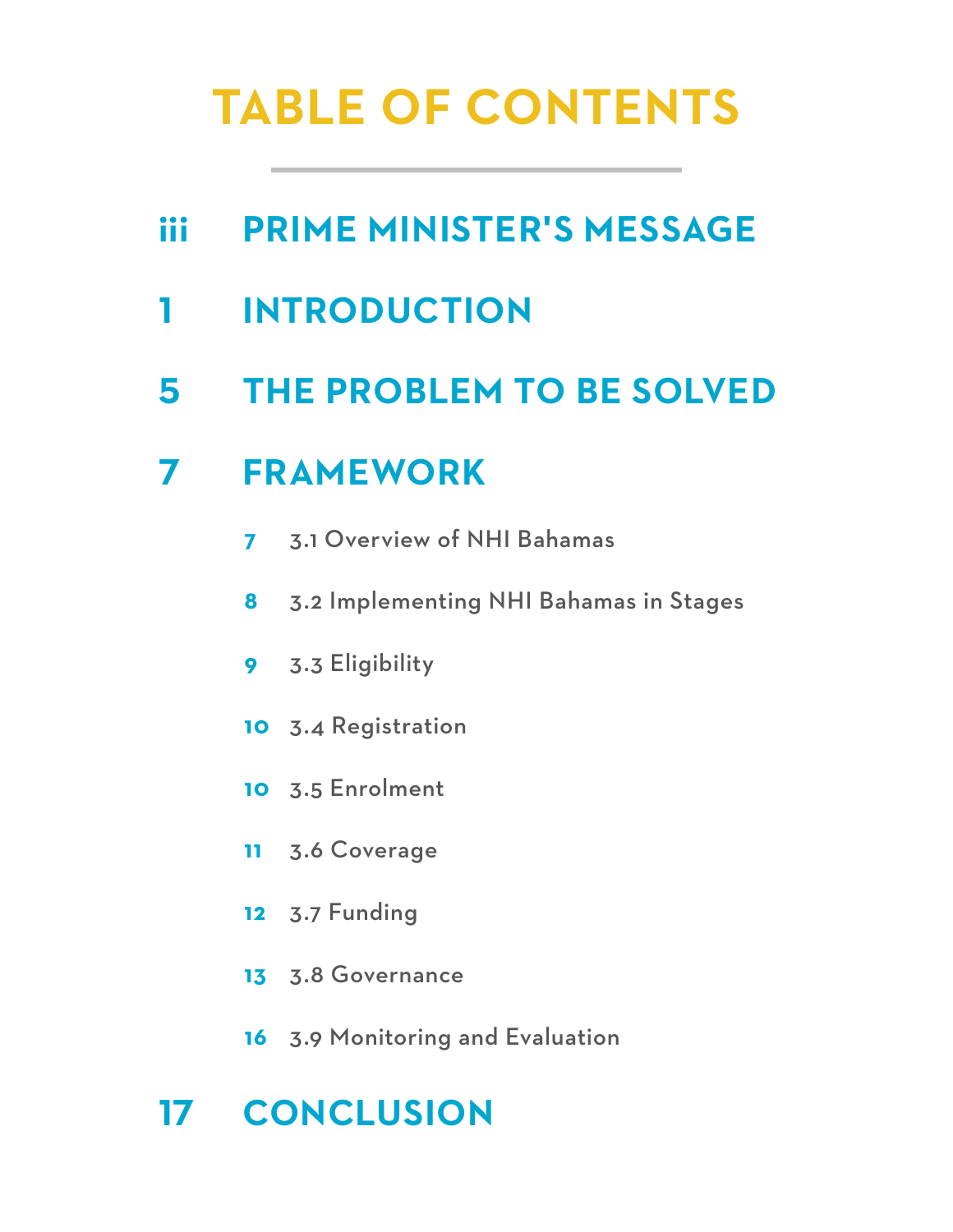# TABLE OF CONTENTS

- iii PRIME MINISTER'S MESSAGE
- 1 INTRODUCTION
- 5 THE PROBLEM TO BE SOLVED
- 7 FRAMEWORK
  - 7 3.1 Overview of NHI Bahamas
  - 8 3.2 Implementing NHI Bahamas in Stages
  - 9 3.3 Eligibility
  - 10 3.4 Registration
  - 10 3.5 Enrolment
  - 11 3.6 Coverage
  - 12 3.7 Funding
  - 13 3.8 Governance
  - 16 3.9 Monitoring and Evaluation
- 17 CONCLUSION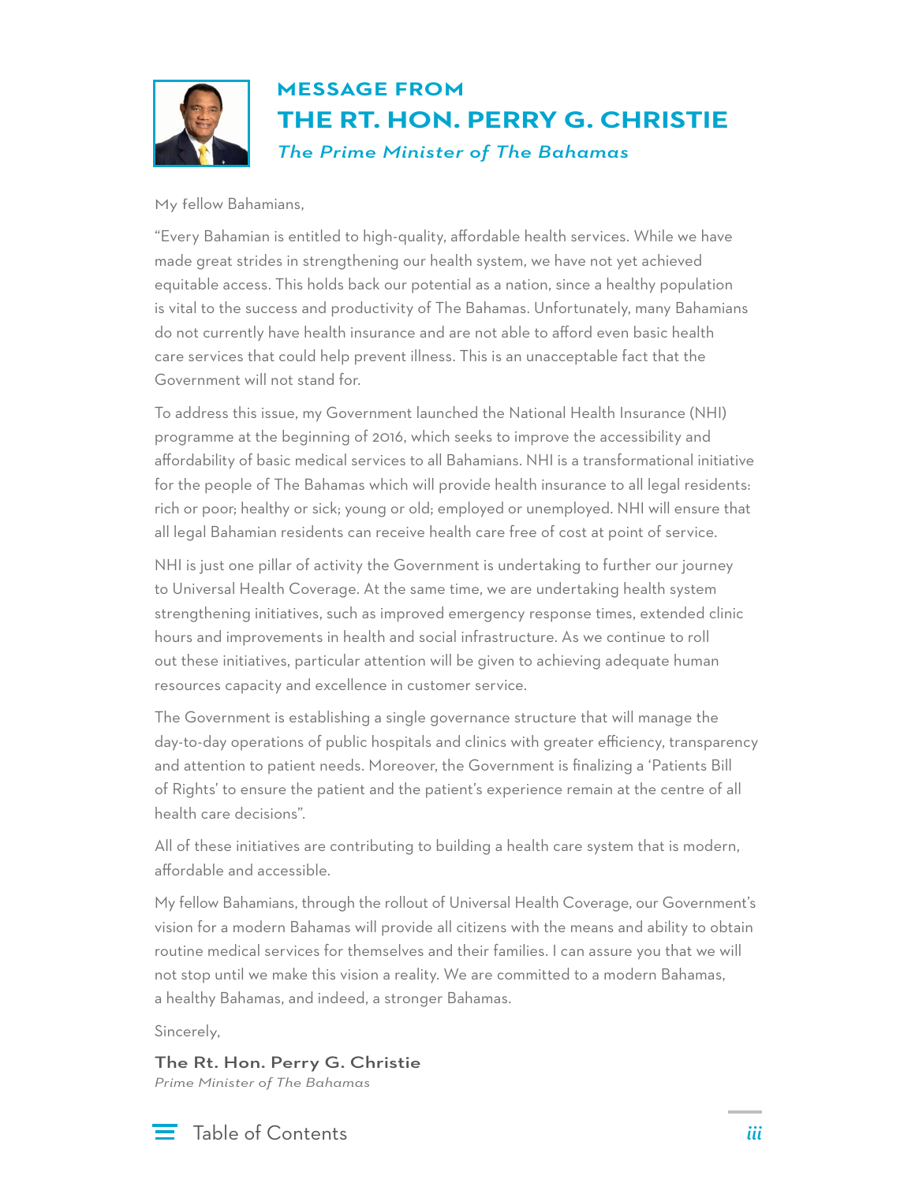## MESSAGE FROM

# THE RT. HON. PERRY G. CHRISTIE

*The Prime Minister of The Bahamas*

My fellow Bahamians,

“Every Bahamian is entitled to high-quality, affordable health services. While we have made great strides in strengthening our health system, we have not yet achieved equitable access. This holds back our potential as a nation, since a healthy population is vital to the success and productivity of The Bahamas. Unfortunately, many Bahamians do not currently have health insurance and are not able to afford even basic health care services that could help prevent illness. This is an unacceptable fact that the Government will not stand for.

To address this issue, my Government launched the National Health Insurance (NHI) programme at the beginning of 2016, which seeks to improve the accessibility and affordability of basic medical services to all Bahamians. NHI is a transformational initiative for the people of The Bahamas which will provide health insurance to all legal residents: rich or poor; healthy or sick; young or old; employed or unemployed. NHI will ensure that all legal Bahamian residents can receive health care free of cost at point of service.

NHI is just one pillar of activity the Government is undertaking to further our journey to Universal Health Coverage. At the same time, we are undertaking health system strengthening initiatives, such as improved emergency response times, extended clinic hours and improvements in health and social infrastructure. As we continue to roll out these initiatives, particular attention will be given to achieving adequate human resources capacity and excellence in customer service.

The Government is establishing a single governance structure that will manage the day-to-day operations of public hospitals and clinics with greater efficiency, transparency and attention to patient needs. Moreover, the Government is finalizing a ‘Patients Bill of Rights’ to ensure the patient and the patient’s experience remain at the centre of all health care decisions”.

All of these initiatives are contributing to building a health care system that is modern, affordable and accessible.

My fellow Bahamians, through the rollout of Universal Health Coverage, our Government’s vision for a modern Bahamas will provide all citizens with the means and ability to obtain routine medical services for themselves and their families. I can assure you that we will not stop until we make this vision a reality. We are committed to a modern Bahamas, a healthy Bahamas, and indeed, a stronger Bahamas.

Sincerely,

**The Rt. Hon. Perry G. Christie**
*Prime Minister of The Bahamas*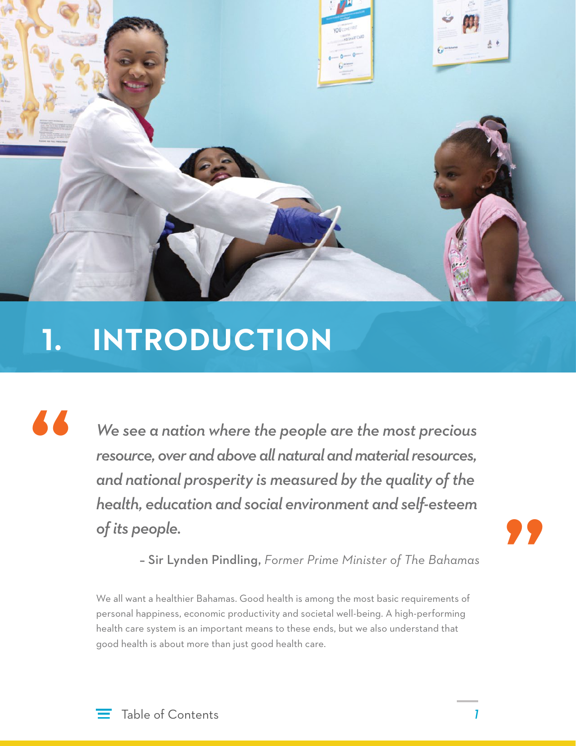# 1. INTRODUCTION

> *We see a nation where the people are the most precious resource, over and above all natural and material resources, and national prosperity is measured by the quality of the health, education and social environment and self-esteem of its people.*
>
> – **Sir Lynden Pindling**, *Former Prime Minister of The Bahamas*

We all want a healthier Bahamas. Good health is among the most basic requirements of personal happiness, economic productivity and societal well-being. A high-performing health care system is an important means to these ends, but we also understand that good health is about more than just good health care.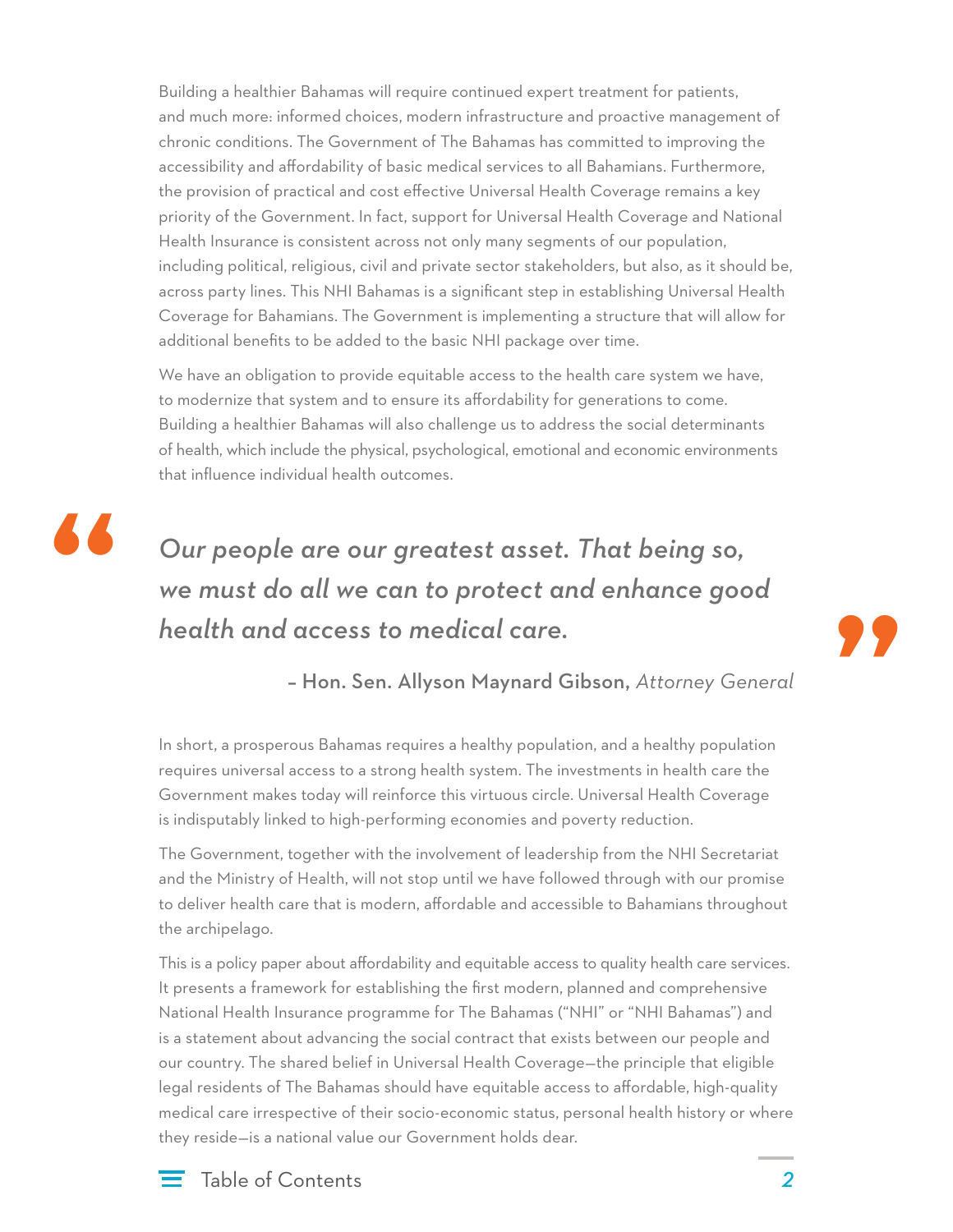Building a healthier Bahamas will require continued expert treatment for patients, and much more: informed choices, modern infrastructure and proactive management of chronic conditions. The Government of The Bahamas has committed to improving the accessibility and affordability of basic medical services to all Bahamians. Furthermore, the provision of practical and cost effective Universal Health Coverage remains a key priority of the Government. In fact, support for Universal Health Coverage and National Health Insurance is consistent across not only many segments of our population, including political, religious, civil and private sector stakeholders, but also, as it should be, across party lines. This NHI Bahamas is a significant step in establishing Universal Health Coverage for Bahamians. The Government is implementing a structure that will allow for additional benefits to be added to the basic NHI package over time.

We have an obligation to provide equitable access to the health care system we have, to modernize that system and to ensure its affordability for generations to come. Building a healthier Bahamas will also challenge us to address the social determinants of health, which include the physical, psychological, emotional and economic environments that influence individual health outcomes.

> *Our people are our greatest asset. That being so, we must do all we can to protect and enhance good health and access to medical care.*
>
> – **Hon. Sen. Allyson Maynard Gibson,** *Attorney General*

In short, a prosperous Bahamas requires a healthy population, and a healthy population requires universal access to a strong health system. The investments in health care the Government makes today will reinforce this virtuous circle. Universal Health Coverage is indisputably linked to high-performing economies and poverty reduction.

The Government, together with the involvement of leadership from the NHI Secretariat and the Ministry of Health, will not stop until we have followed through with our promise to deliver health care that is modern, affordable and accessible to Bahamians throughout the archipelago.

This is a policy paper about affordability and equitable access to quality health care services. It presents a framework for establishing the first modern, planned and comprehensive National Health Insurance programme for The Bahamas ("NHI" or "NHI Bahamas") and is a statement about advancing the social contract that exists between our people and our country. The shared belief in Universal Health Coverage—the principle that eligible legal residents of The Bahamas should have equitable access to affordable, high-quality medical care irrespective of their socio-economic status, personal health history or where they reside—is a national value our Government holds dear.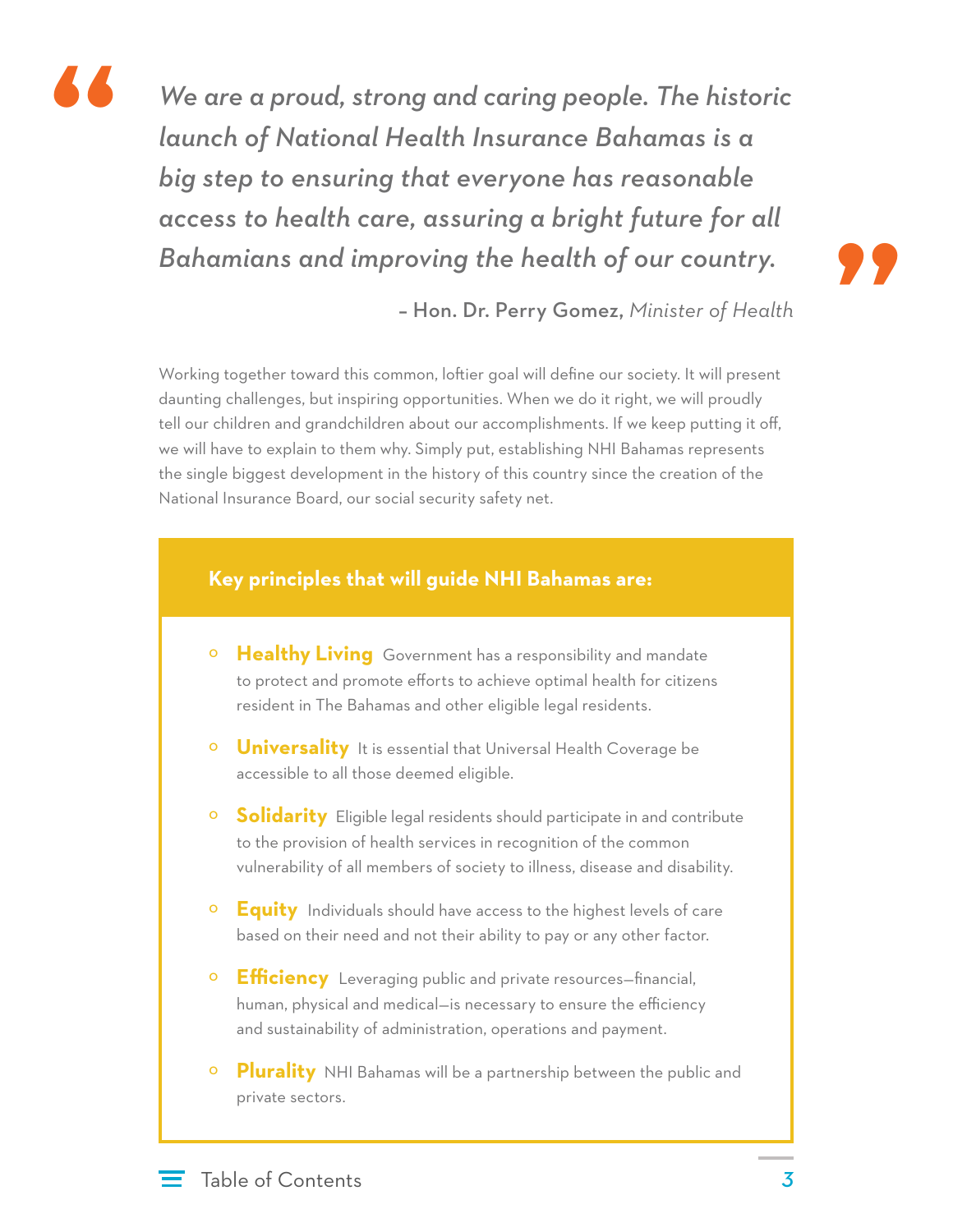> *We are a proud, strong and caring people. The historic launch of National Health Insurance Bahamas is a big step to ensuring that everyone has reasonable access to health care, assuring a bright future for all Bahamians and improving the health of our country.*
>
> – **Hon. Dr. Perry Gomez,** *Minister of Health*

Working together toward this common, loftier goal will define our society. It will present daunting challenges, but inspiring opportunities. When we do it right, we will proudly tell our children and grandchildren about our accomplishments. If we keep putting it off, we will have to explain to them why. Simply put, establishing NHI Bahamas represents the single biggest development in the history of this country since the creation of the National Insurance Board, our social security safety net.

**Key principles that will guide NHI Bahamas are:**

- **Healthy Living** Government has a responsibility and mandate to protect and promote efforts to achieve optimal health for citizens resident in The Bahamas and other eligible legal residents.
- **Universality** It is essential that Universal Health Coverage be accessible to all those deemed eligible.
- **Solidarity** Eligible legal residents should participate in and contribute to the provision of health services in recognition of the common vulnerability of all members of society to illness, disease and disability.
- **Equity** Individuals should have access to the highest levels of care based on their need and not their ability to pay or any other factor.
- **Efficiency** Leveraging public and private resources—financial, human, physical and medical—is necessary to ensure the efficiency and sustainability of administration, operations and payment.
- **Plurality** NHI Bahamas will be a partnership between the public and private sectors.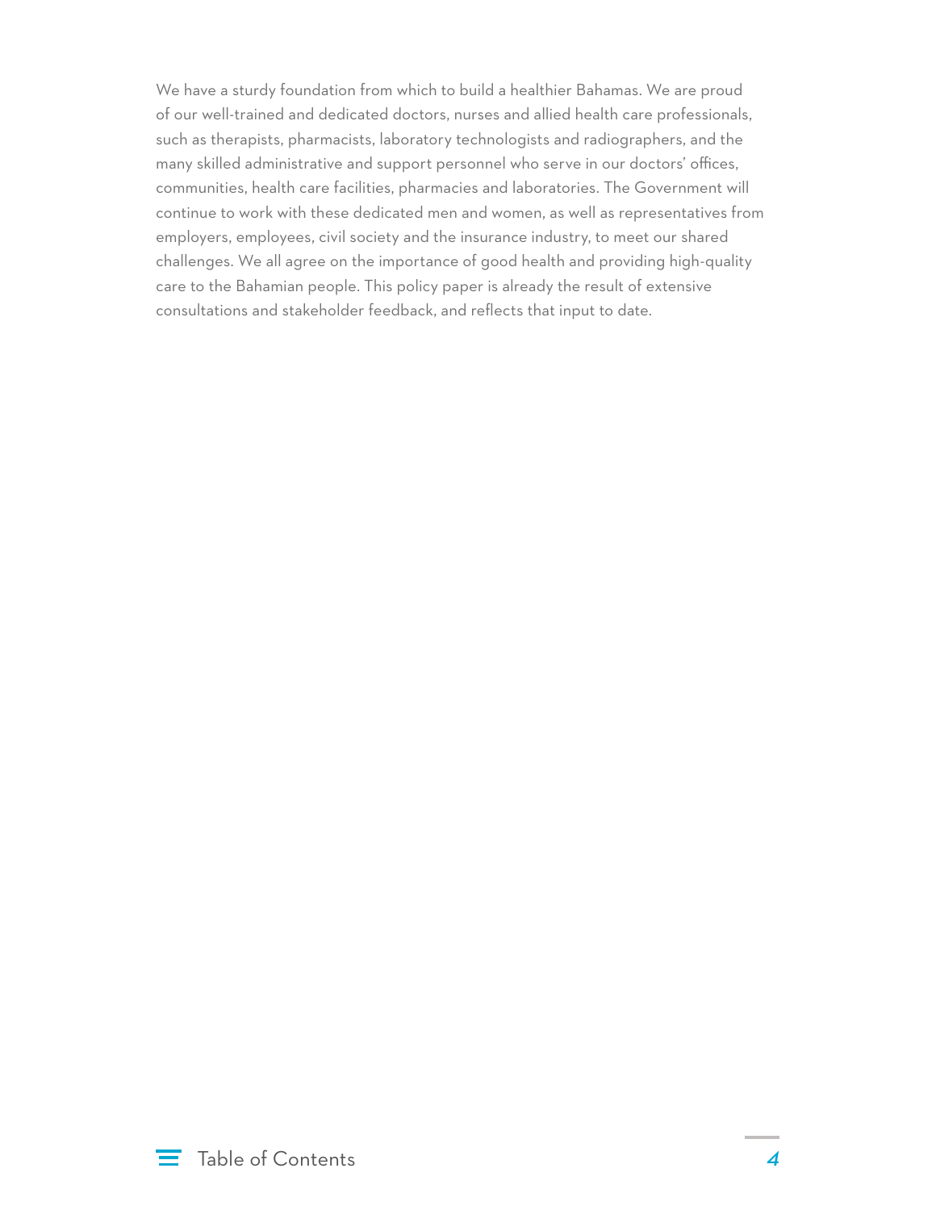We have a sturdy foundation from which to build a healthier Bahamas. We are proud of our well-trained and dedicated doctors, nurses and allied health care professionals, such as therapists, pharmacists, laboratory technologists and radiographers, and the many skilled administrative and support personnel who serve in our doctors' offices, communities, health care facilities, pharmacies and laboratories. The Government will continue to work with these dedicated men and women, as well as representatives from employers, employees, civil society and the insurance industry, to meet our shared challenges. We all agree on the importance of good health and providing high-quality care to the Bahamian people. This policy paper is already the result of extensive consultations and stakeholder feedback, and reflects that input to date.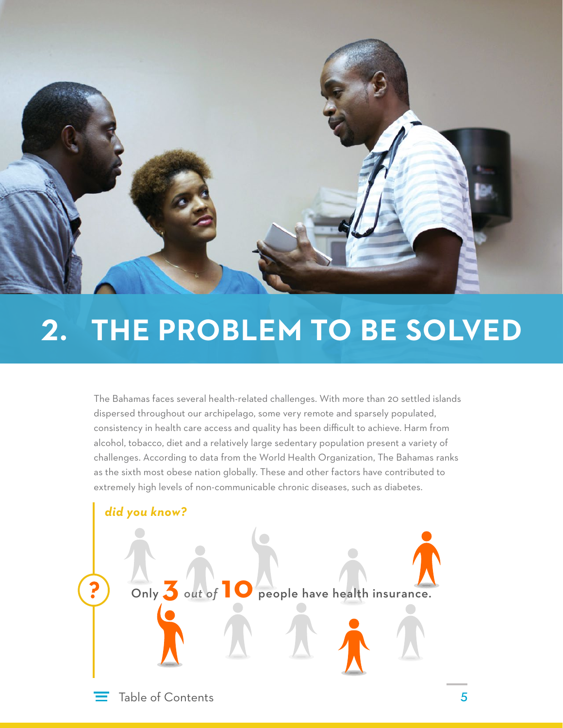# 2. THE PROBLEM TO BE SOLVED

The Bahamas faces several health-related challenges. With more than 20 settled islands dispersed throughout our archipelago, some very remote and sparsely populated, consistency in health care access and quality has been difficult to achieve. Harm from alcohol, tobacco, diet and a relatively large sedentary population present a variety of challenges. According to data from the World Health Organization, The Bahamas ranks as the sixth most obese nation globally. These and other factors have contributed to extremely high levels of non-communicable chronic diseases, such as diabetes.

***did you know?***

Only **3** *out of* **10** people have health insurance.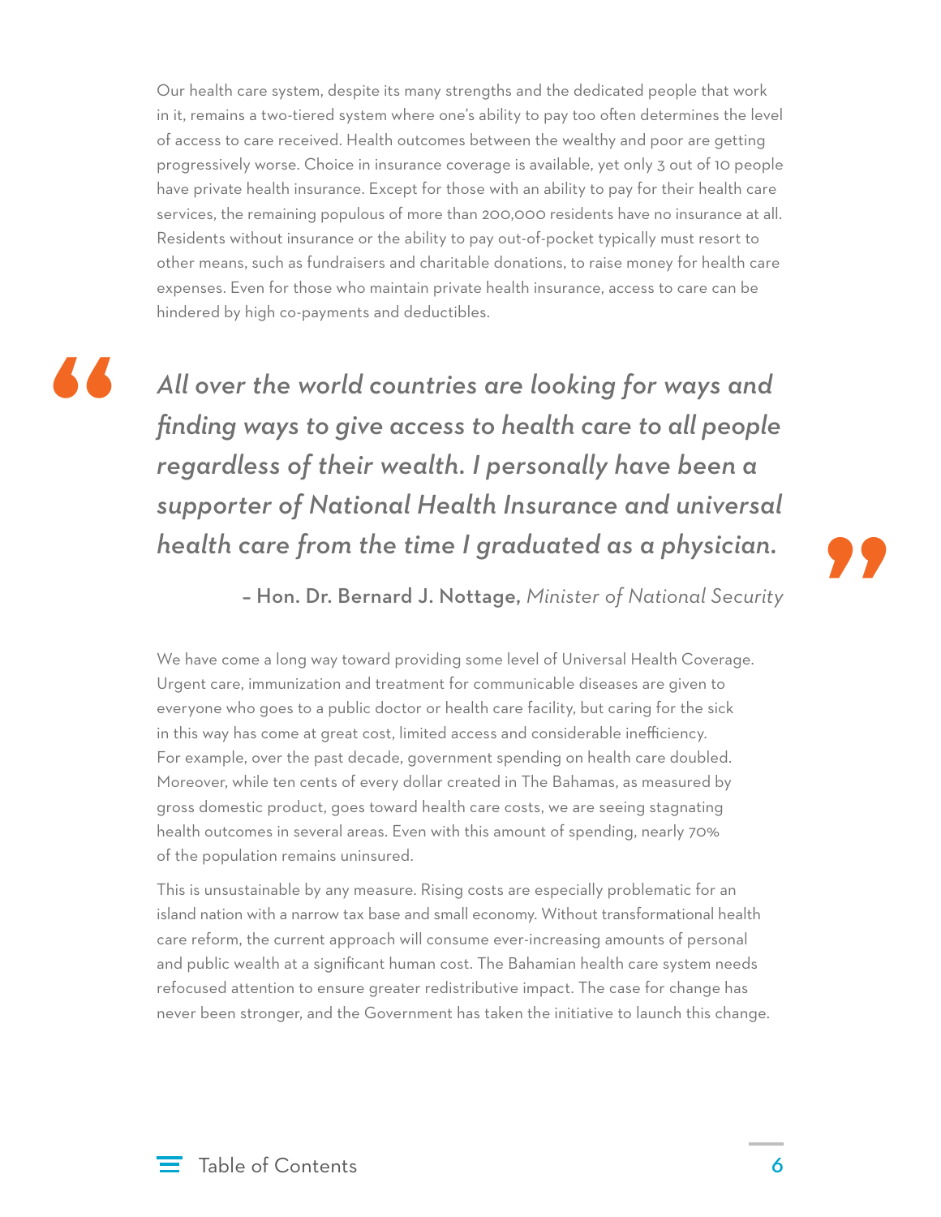Our health care system, despite its many strengths and the dedicated people that work in it, remains a two-tiered system where one's ability to pay too often determines the level of access to care received. Health outcomes between the wealthy and poor are getting progressively worse. Choice in insurance coverage is available, yet only 3 out of 10 people have private health insurance. Except for those with an ability to pay for their health care services, the remaining populous of more than 200,000 residents have no insurance at all. Residents without insurance or the ability to pay out-of-pocket typically must resort to other means, such as fundraisers and charitable donations, to raise money for health care expenses. Even for those who maintain private health insurance, access to care can be hindered by high co-payments and deductibles.

> *All over the world countries are looking for ways and finding ways to give access to health care to all people regardless of their wealth. I personally have been a supporter of National Health Insurance and universal health care from the time I graduated as a physician.*
>
> – **Hon. Dr. Bernard J. Nottage,** *Minister of National Security*

We have come a long way toward providing some level of Universal Health Coverage. Urgent care, immunization and treatment for communicable diseases are given to everyone who goes to a public doctor or health care facility, but caring for the sick in this way has come at great cost, limited access and considerable inefficiency. For example, over the past decade, government spending on health care doubled. Moreover, while ten cents of every dollar created in The Bahamas, as measured by gross domestic product, goes toward health care costs, we are seeing stagnating health outcomes in several areas. Even with this amount of spending, nearly 70% of the population remains uninsured.

This is unsustainable by any measure. Rising costs are especially problematic for an island nation with a narrow tax base and small economy. Without transformational health care reform, the current approach will consume ever-increasing amounts of personal and public wealth at a significant human cost. The Bahamian health care system needs refocused attention to ensure greater redistributive impact. The case for change has never been stronger, and the Government has taken the initiative to launch this change.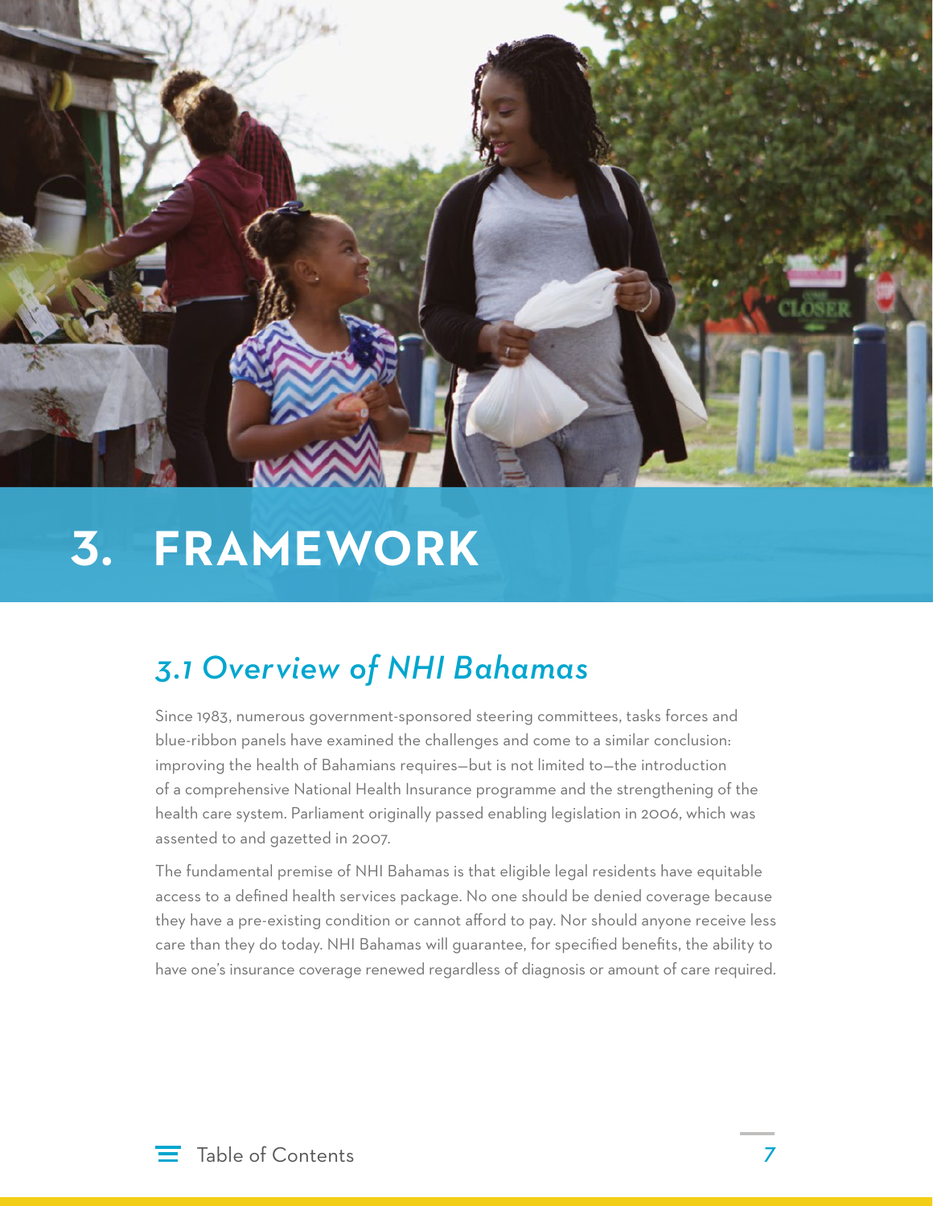# 3. FRAMEWORK

## *3.1 Overview of NHI Bahamas*

Since 1983, numerous government-sponsored steering committees, tasks forces and blue-ribbon panels have examined the challenges and come to a similar conclusion: improving the health of Bahamians requires—but is not limited to—the introduction of a comprehensive National Health Insurance programme and the strengthening of the health care system. Parliament originally passed enabling legislation in 2006, which was assented to and gazetted in 2007.

The fundamental premise of NHI Bahamas is that eligible legal residents have equitable access to a defined health services package. No one should be denied coverage because they have a pre-existing condition or cannot afford to pay. Nor should anyone receive less care than they do today. NHI Bahamas will guarantee, for specified benefits, the ability to have one's insurance coverage renewed regardless of diagnosis or amount of care required.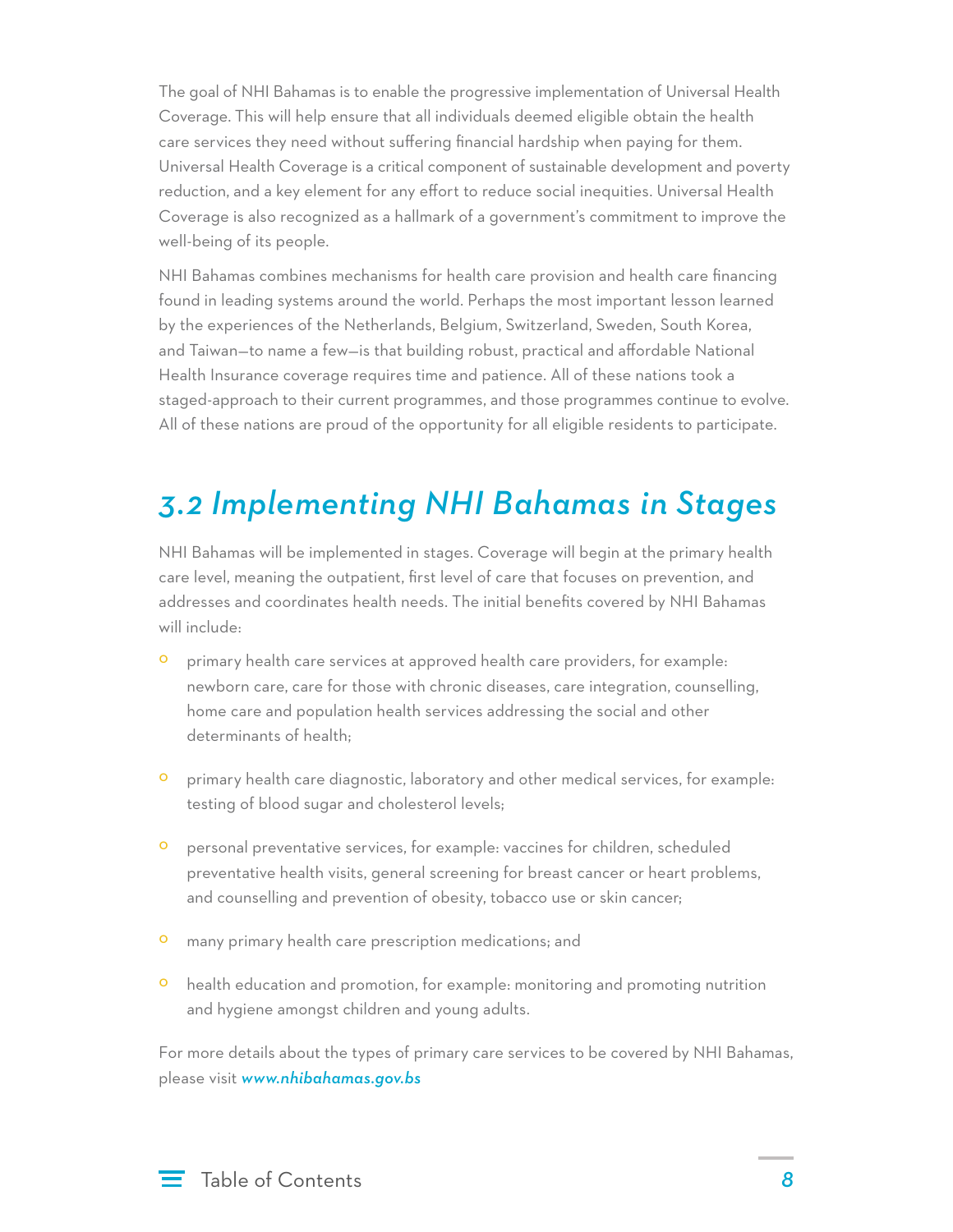The goal of NHI Bahamas is to enable the progressive implementation of Universal Health Coverage. This will help ensure that all individuals deemed eligible obtain the health care services they need without suffering financial hardship when paying for them. Universal Health Coverage is a critical component of sustainable development and poverty reduction, and a key element for any effort to reduce social inequities. Universal Health Coverage is also recognized as a hallmark of a government's commitment to improve the well-being of its people.

NHI Bahamas combines mechanisms for health care provision and health care financing found in leading systems around the world. Perhaps the most important lesson learned by the experiences of the Netherlands, Belgium, Switzerland, Sweden, South Korea, and Taiwan—to name a few—is that building robust, practical and affordable National Health Insurance coverage requires time and patience. All of these nations took a staged-approach to their current programmes, and those programmes continue to evolve. All of these nations are proud of the opportunity for all eligible residents to participate.

## *3.2 Implementing NHI Bahamas in Stages*

NHI Bahamas will be implemented in stages. Coverage will begin at the primary health care level, meaning the outpatient, first level of care that focuses on prevention, and addresses and coordinates health needs. The initial benefits covered by NHI Bahamas will include:

- primary health care services at approved health care providers, for example: newborn care, care for those with chronic diseases, care integration, counselling, home care and population health services addressing the social and other determinants of health;
- primary health care diagnostic, laboratory and other medical services, for example: testing of blood sugar and cholesterol levels;
- personal preventative services, for example: vaccines for children, scheduled preventative health visits, general screening for breast cancer or heart problems, and counselling and prevention of obesity, tobacco use or skin cancer;
- many primary health care prescription medications; and
- health education and promotion, for example: monitoring and promoting nutrition and hygiene amongst children and young adults.

For more details about the types of primary care services to be covered by NHI Bahamas, please visit ***www.nhibahamas.gov.bs***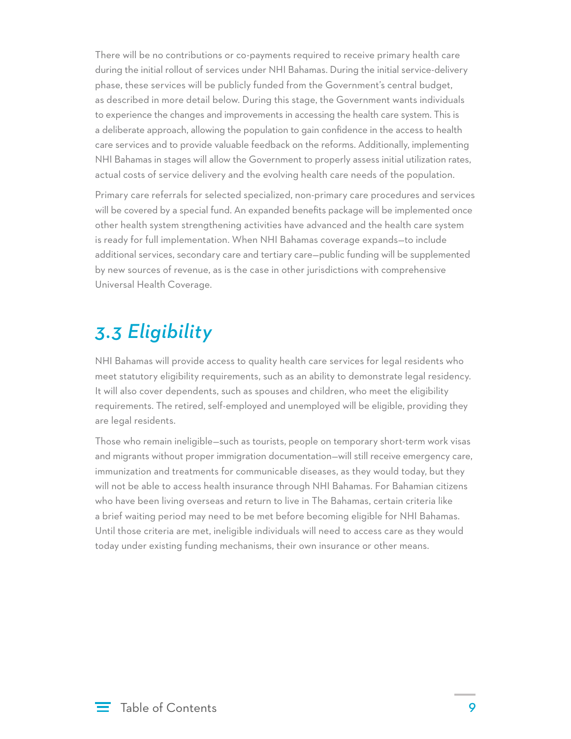There will be no contributions or co-payments required to receive primary health care during the initial rollout of services under NHI Bahamas. During the initial service-delivery phase, these services will be publicly funded from the Government's central budget, as described in more detail below. During this stage, the Government wants individuals to experience the changes and improvements in accessing the health care system. This is a deliberate approach, allowing the population to gain confidence in the access to health care services and to provide valuable feedback on the reforms. Additionally, implementing NHI Bahamas in stages will allow the Government to properly assess initial utilization rates, actual costs of service delivery and the evolving health care needs of the population.

Primary care referrals for selected specialized, non-primary care procedures and services will be covered by a special fund. An expanded benefits package will be implemented once other health system strengthening activities have advanced and the health care system is ready for full implementation. When NHI Bahamas coverage expands—to include additional services, secondary care and tertiary care—public funding will be supplemented by new sources of revenue, as is the case in other jurisdictions with comprehensive Universal Health Coverage.

## *3.3 Eligibility*

NHI Bahamas will provide access to quality health care services for legal residents who meet statutory eligibility requirements, such as an ability to demonstrate legal residency. It will also cover dependents, such as spouses and children, who meet the eligibility requirements. The retired, self-employed and unemployed will be eligible, providing they are legal residents.

Those who remain ineligible—such as tourists, people on temporary short-term work visas and migrants without proper immigration documentation—will still receive emergency care, immunization and treatments for communicable diseases, as they would today, but they will not be able to access health insurance through NHI Bahamas. For Bahamian citizens who have been living overseas and return to live in The Bahamas, certain criteria like a brief waiting period may need to be met before becoming eligible for NHI Bahamas. Until those criteria are met, ineligible individuals will need to access care as they would today under existing funding mechanisms, their own insurance or other means.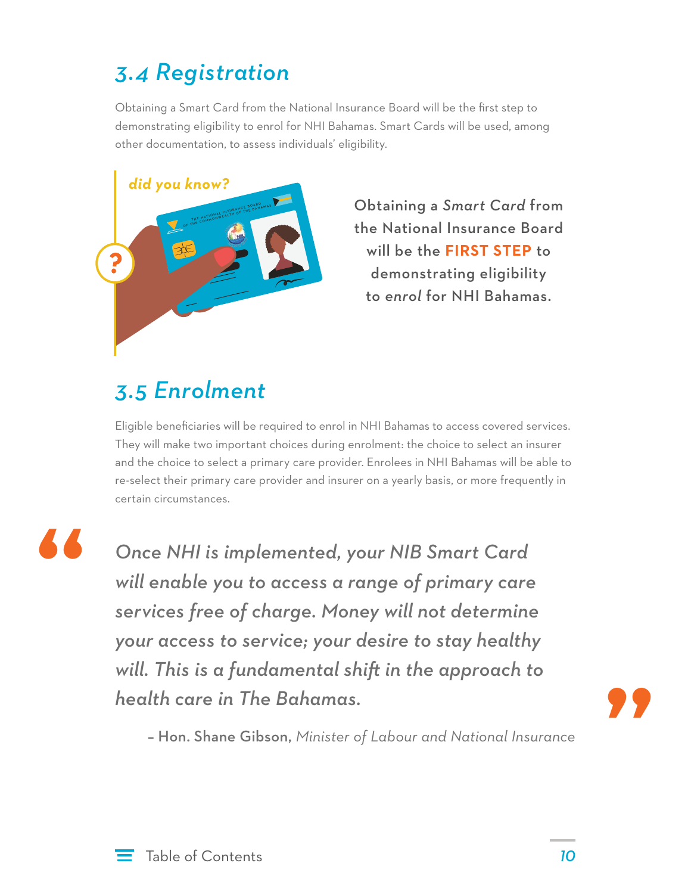## 3.4 Registration

Obtaining a Smart Card from the National Insurance Board will be the first step to demonstrating eligibility to enrol for NHI Bahamas. Smart Cards will be used, among other documentation, to assess individuals' eligibility.

*did you know?*

Obtaining a *Smart Card* from the National Insurance Board will be the **FIRST STEP** to demonstrating eligibility to *enrol* for NHI Bahamas.

## 3.5 Enrolment

Eligible beneficiaries will be required to enrol in NHI Bahamas to access covered services. They will make two important choices during enrolment: the choice to select an insurer and the choice to select a primary care provider. Enrolees in NHI Bahamas will be able to re-select their primary care provider and insurer on a yearly basis, or more frequently in certain circumstances.

> *Once NHI is implemented, your NIB Smart Card will enable you to access a range of primary care services free of charge. Money will not determine your access to service; your desire to stay healthy will. This is a fundamental shift in the approach to health care in The Bahamas.*
>
> – **Hon. Shane Gibson,** *Minister of Labour and National Insurance*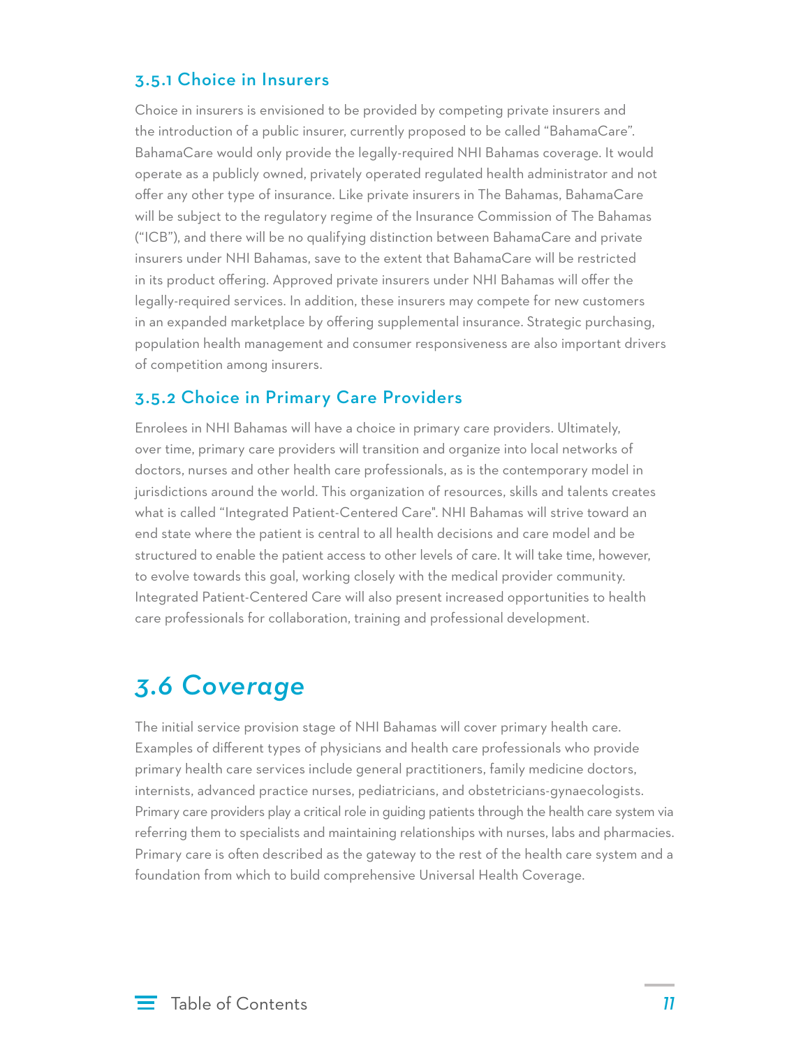### 3.5.1 Choice in Insurers

Choice in insurers is envisioned to be provided by competing private insurers and the introduction of a public insurer, currently proposed to be called "BahamaCare". BahamaCare would only provide the legally-required NHI Bahamas coverage. It would operate as a publicly owned, privately operated regulated health administrator and not offer any other type of insurance. Like private insurers in The Bahamas, BahamaCare will be subject to the regulatory regime of the Insurance Commission of The Bahamas ("ICB"), and there will be no qualifying distinction between BahamaCare and private insurers under NHI Bahamas, save to the extent that BahamaCare will be restricted in its product offering. Approved private insurers under NHI Bahamas will offer the legally-required services. In addition, these insurers may compete for new customers in an expanded marketplace by offering supplemental insurance. Strategic purchasing, population health management and consumer responsiveness are also important drivers of competition among insurers.

### 3.5.2 Choice in Primary Care Providers

Enrolees in NHI Bahamas will have a choice in primary care providers. Ultimately, over time, primary care providers will transition and organize into local networks of doctors, nurses and other health care professionals, as is the contemporary model in jurisdictions around the world. This organization of resources, skills and talents creates what is called "Integrated Patient-Centered Care". NHI Bahamas will strive toward an end state where the patient is central to all health decisions and care model and be structured to enable the patient access to other levels of care. It will take time, however, to evolve towards this goal, working closely with the medical provider community. Integrated Patient-Centered Care will also present increased opportunities to health care professionals for collaboration, training and professional development.

## 3.6 Coverage

The initial service provision stage of NHI Bahamas will cover primary health care. Examples of different types of physicians and health care professionals who provide primary health care services include general practitioners, family medicine doctors, internists, advanced practice nurses, pediatricians, and obstetricians-gynaecologists. Primary care providers play a critical role in guiding patients through the health care system via referring them to specialists and maintaining relationships with nurses, labs and pharmacies. Primary care is often described as the gateway to the rest of the health care system and a foundation from which to build comprehensive Universal Health Coverage.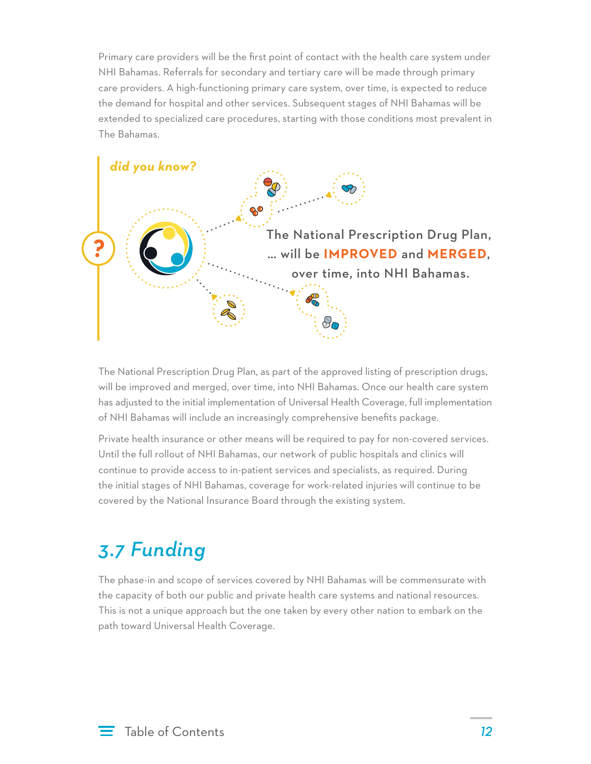Primary care providers will be the first point of contact with the health care system under NHI Bahamas. Referrals for secondary and tertiary care will be made through primary care providers. A high-functioning primary care system, over time, is expected to reduce the demand for hospital and other services. Subsequent stages of NHI Bahamas will be extended to specialized care procedures, starting with those conditions most prevalent in The Bahamas.

*did you know?*

The National Prescription Drug Plan, ... will be **IMPROVED** and **MERGED**, over time, into NHI Bahamas.

The National Prescription Drug Plan, as part of the approved listing of prescription drugs, will be improved and merged, over time, into NHI Bahamas. Once our health care system has adjusted to the initial implementation of Universal Health Coverage, full implementation of NHI Bahamas will include an increasingly comprehensive benefits package.

Private health insurance or other means will be required to pay for non-covered services. Until the full rollout of NHI Bahamas, our network of public hospitals and clinics will continue to provide access to in-patient services and specialists, as required. During the initial stages of NHI Bahamas, coverage for work-related injuries will continue to be covered by the National Insurance Board through the existing system.

## 3.7 Funding

The phase-in and scope of services covered by NHI Bahamas will be commensurate with the capacity of both our public and private health care systems and national resources. This is not a unique approach but the one taken by every other nation to embark on the path toward Universal Health Coverage.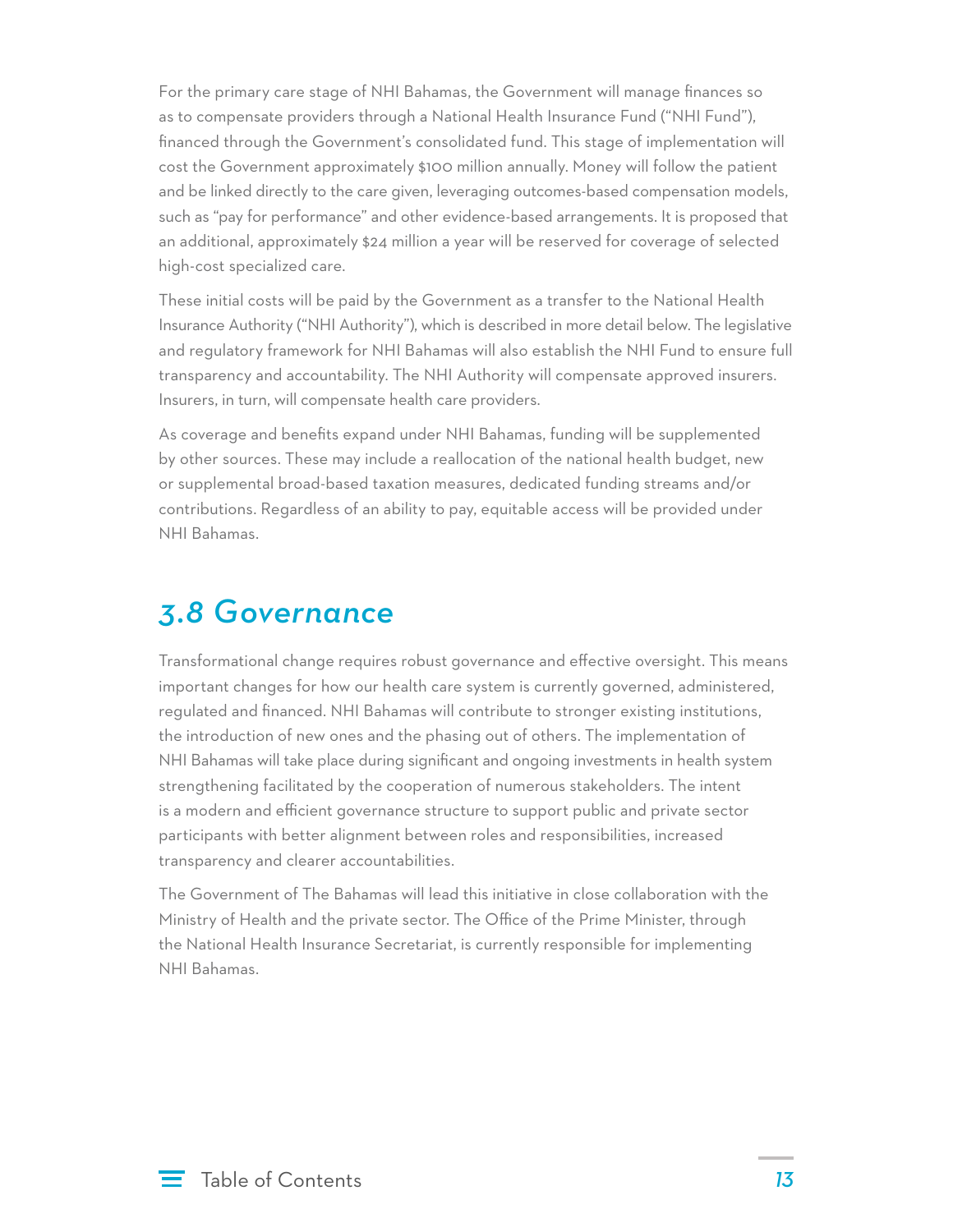For the primary care stage of NHI Bahamas, the Government will manage finances so as to compensate providers through a National Health Insurance Fund ("NHI Fund"), financed through the Government's consolidated fund. This stage of implementation will cost the Government approximately $100 million annually. Money will follow the patient and be linked directly to the care given, leveraging outcomes-based compensation models, such as "pay for performance" and other evidence-based arrangements. It is proposed that an additional, approximately $24 million a year will be reserved for coverage of selected high-cost specialized care.

These initial costs will be paid by the Government as a transfer to the National Health Insurance Authority ("NHI Authority"), which is described in more detail below. The legislative and regulatory framework for NHI Bahamas will also establish the NHI Fund to ensure full transparency and accountability. The NHI Authority will compensate approved insurers. Insurers, in turn, will compensate health care providers.

As coverage and benefits expand under NHI Bahamas, funding will be supplemented by other sources. These may include a reallocation of the national health budget, new or supplemental broad-based taxation measures, dedicated funding streams and/or contributions. Regardless of an ability to pay, equitable access will be provided under NHI Bahamas.

## *3.8 Governance*

Transformational change requires robust governance and effective oversight. This means important changes for how our health care system is currently governed, administered, regulated and financed. NHI Bahamas will contribute to stronger existing institutions, the introduction of new ones and the phasing out of others. The implementation of NHI Bahamas will take place during significant and ongoing investments in health system strengthening facilitated by the cooperation of numerous stakeholders. The intent is a modern and efficient governance structure to support public and private sector participants with better alignment between roles and responsibilities, increased transparency and clearer accountabilities.

The Government of The Bahamas will lead this initiative in close collaboration with the Ministry of Health and the private sector. The Office of the Prime Minister, through the National Health Insurance Secretariat, is currently responsible for implementing NHI Bahamas.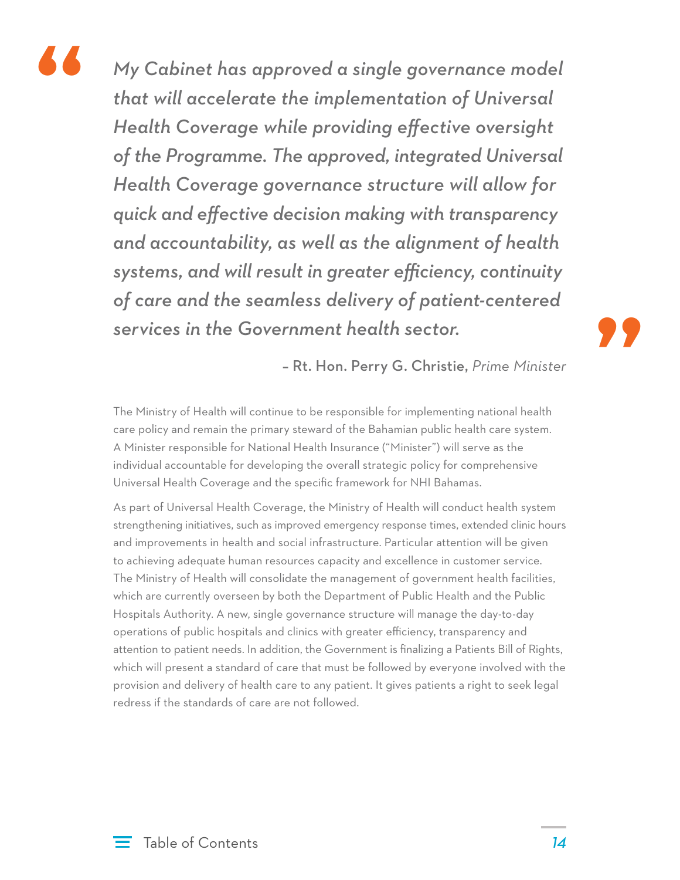> *My Cabinet has approved a single governance model that will accelerate the implementation of Universal Health Coverage while providing effective oversight of the Programme. The approved, integrated Universal Health Coverage governance structure will allow for quick and effective decision making with transparency and accountability, as well as the alignment of health systems, and will result in greater efficiency, continuity of care and the seamless delivery of patient-centered services in the Government health sector.*
>
> – **Rt. Hon. Perry G. Christie,** *Prime Minister*

The Ministry of Health will continue to be responsible for implementing national health care policy and remain the primary steward of the Bahamian public health care system. A Minister responsible for National Health Insurance ("Minister") will serve as the individual accountable for developing the overall strategic policy for comprehensive Universal Health Coverage and the specific framework for NHI Bahamas.

As part of Universal Health Coverage, the Ministry of Health will conduct health system strengthening initiatives, such as improved emergency response times, extended clinic hours and improvements in health and social infrastructure. Particular attention will be given to achieving adequate human resources capacity and excellence in customer service. The Ministry of Health will consolidate the management of government health facilities, which are currently overseen by both the Department of Public Health and the Public Hospitals Authority. A new, single governance structure will manage the day-to-day operations of public hospitals and clinics with greater efficiency, transparency and attention to patient needs. In addition, the Government is finalizing a Patients Bill of Rights, which will present a standard of care that must be followed by everyone involved with the provision and delivery of health care to any patient. It gives patients a right to seek legal redress if the standards of care are not followed.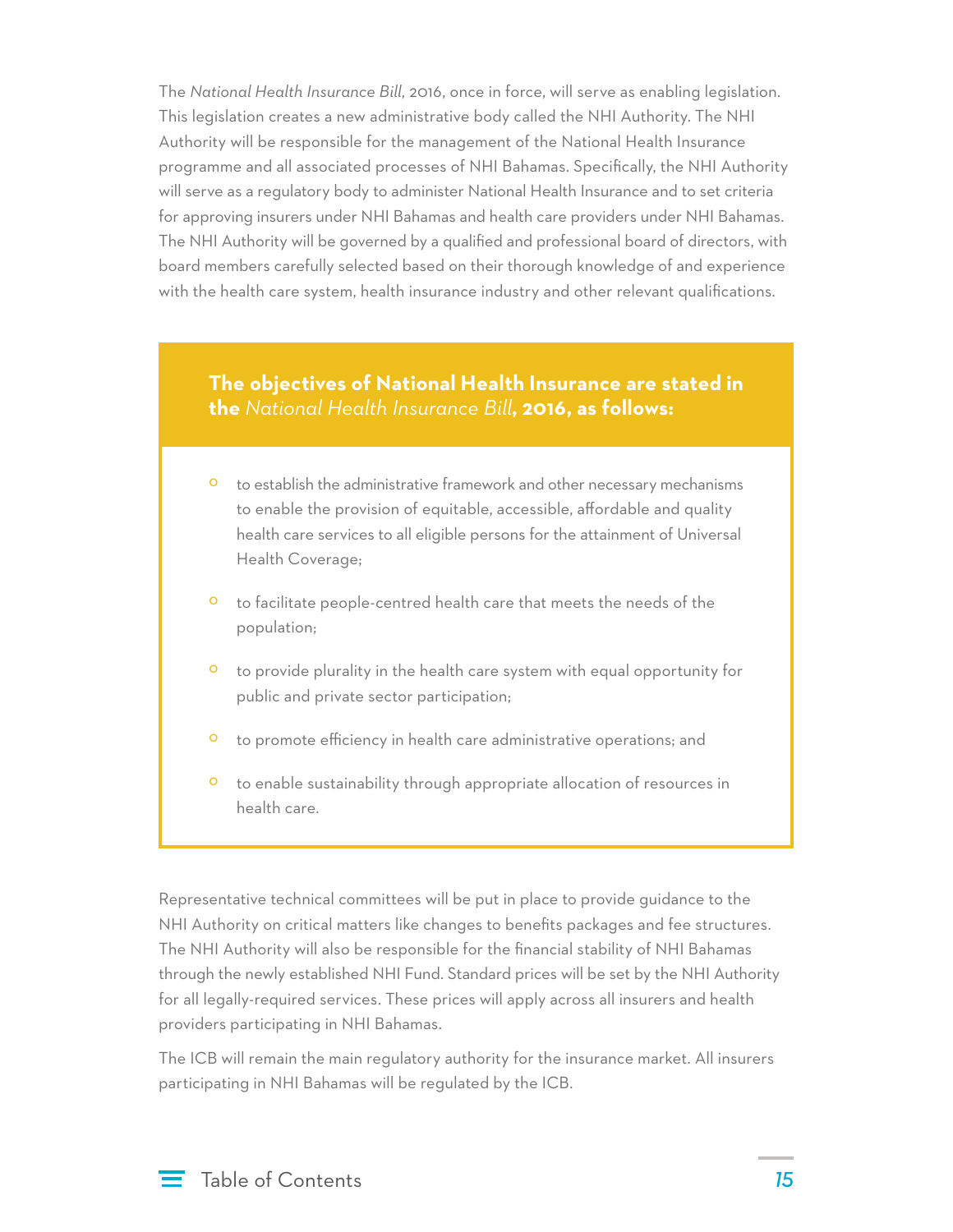The *National Health Insurance Bill*, 2016, once in force, will serve as enabling legislation. This legislation creates a new administrative body called the NHI Authority. The NHI Authority will be responsible for the management of the National Health Insurance programme and all associated processes of NHI Bahamas. Specifically, the NHI Authority will serve as a regulatory body to administer National Health Insurance and to set criteria for approving insurers under NHI Bahamas and health care providers under NHI Bahamas. The NHI Authority will be governed by a qualified and professional board of directors, with board members carefully selected based on their thorough knowledge of and experience with the health care system, health insurance industry and other relevant qualifications.

**The objectives of National Health Insurance are stated in the *National Health Insurance Bill*, 2016, as follows:**

- to establish the administrative framework and other necessary mechanisms to enable the provision of equitable, accessible, affordable and quality health care services to all eligible persons for the attainment of Universal Health Coverage;
- to facilitate people-centred health care that meets the needs of the population;
- to provide plurality in the health care system with equal opportunity for public and private sector participation;
- to promote efficiency in health care administrative operations; and
- to enable sustainability through appropriate allocation of resources in health care.

Representative technical committees will be put in place to provide guidance to the NHI Authority on critical matters like changes to benefits packages and fee structures. The NHI Authority will also be responsible for the financial stability of NHI Bahamas through the newly established NHI Fund. Standard prices will be set by the NHI Authority for all legally-required services. These prices will apply across all insurers and health providers participating in NHI Bahamas.

The ICB will remain the main regulatory authority for the insurance market. All insurers participating in NHI Bahamas will be regulated by the ICB.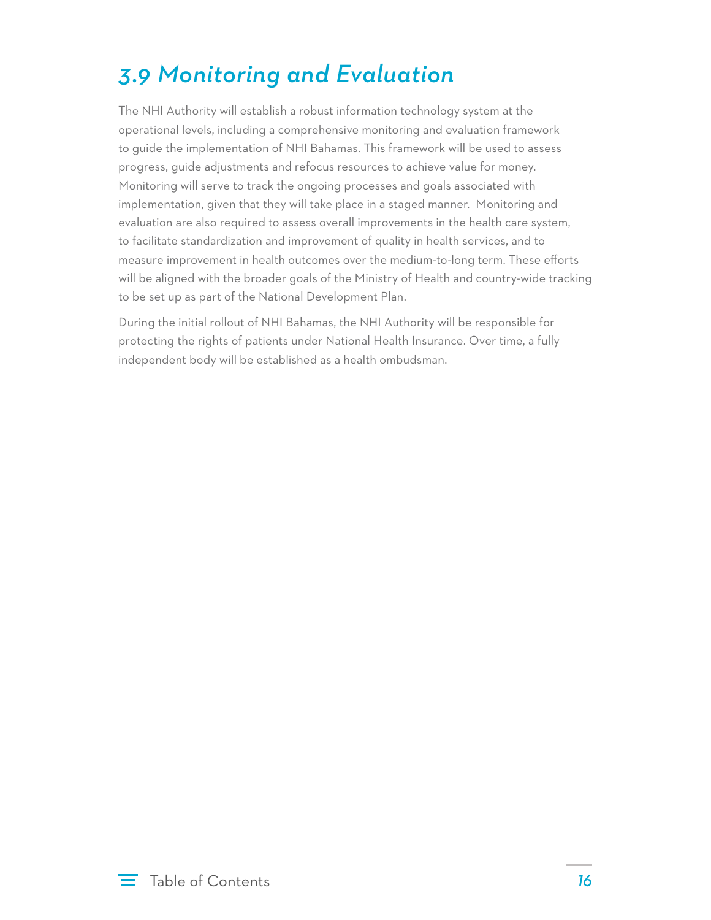## 3.9 Monitoring and Evaluation

The NHI Authority will establish a robust information technology system at the operational levels, including a comprehensive monitoring and evaluation framework to guide the implementation of NHI Bahamas. This framework will be used to assess progress, guide adjustments and refocus resources to achieve value for money. Monitoring will serve to track the ongoing processes and goals associated with implementation, given that they will take place in a staged manner. Monitoring and evaluation are also required to assess overall improvements in the health care system, to facilitate standardization and improvement of quality in health services, and to measure improvement in health outcomes over the medium-to-long term. These efforts will be aligned with the broader goals of the Ministry of Health and country-wide tracking to be set up as part of the National Development Plan.

During the initial rollout of NHI Bahamas, the NHI Authority will be responsible for protecting the rights of patients under National Health Insurance. Over time, a fully independent body will be established as a health ombudsman.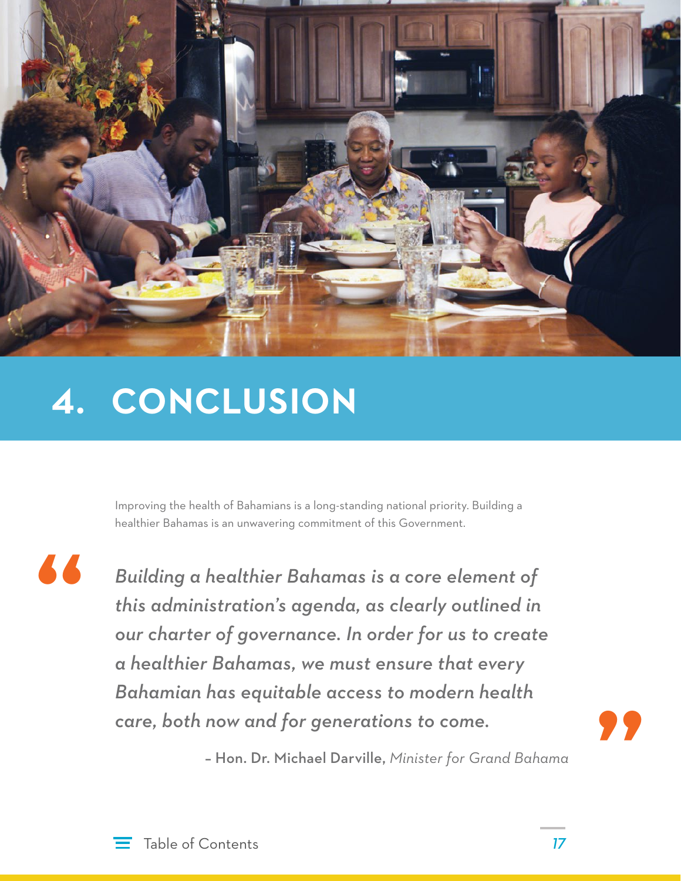# 4. CONCLUSION

Improving the health of Bahamians is a long-standing national priority. Building a healthier Bahamas is an unwavering commitment of this Government.

> *Building a healthier Bahamas is a core element of this administration's agenda, as clearly outlined in our charter of governance. In order for us to create a healthier Bahamas, we must ensure that every Bahamian has equitable access to modern health care, both now and for generations to come.*
>
> – **Hon. Dr. Michael Darville,** *Minister for Grand Bahama*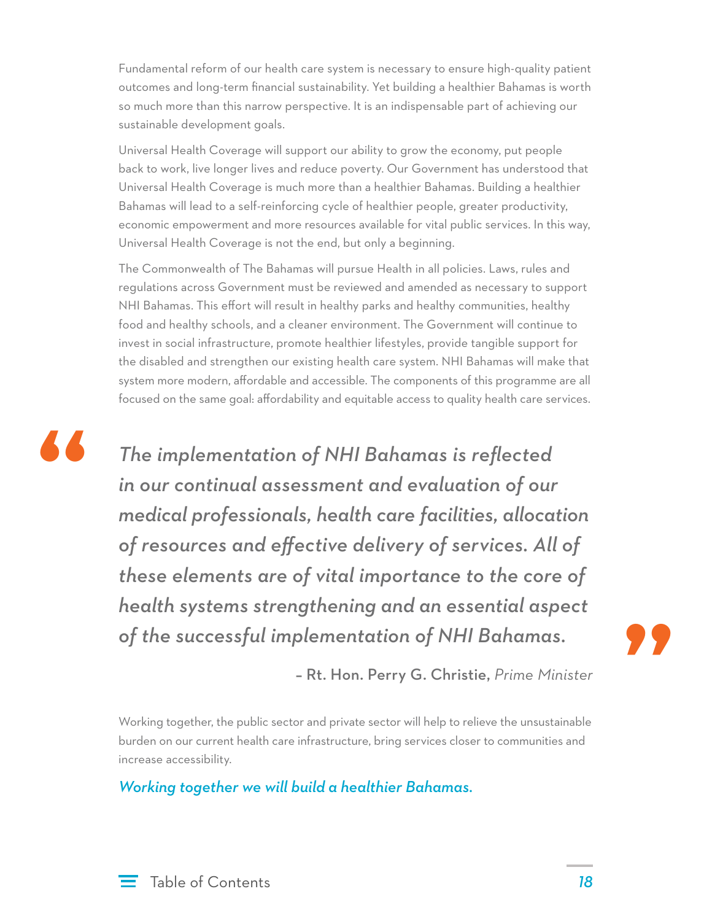Fundamental reform of our health care system is necessary to ensure high-quality patient outcomes and long-term financial sustainability. Yet building a healthier Bahamas is worth so much more than this narrow perspective. It is an indispensable part of achieving our sustainable development goals.

Universal Health Coverage will support our ability to grow the economy, put people back to work, live longer lives and reduce poverty. Our Government has understood that Universal Health Coverage is much more than a healthier Bahamas. Building a healthier Bahamas will lead to a self-reinforcing cycle of healthier people, greater productivity, economic empowerment and more resources available for vital public services. In this way, Universal Health Coverage is not the end, but only a beginning.

The Commonwealth of The Bahamas will pursue Health in all policies. Laws, rules and regulations across Government must be reviewed and amended as necessary to support NHI Bahamas. This effort will result in healthy parks and healthy communities, healthy food and healthy schools, and a cleaner environment. The Government will continue to invest in social infrastructure, promote healthier lifestyles, provide tangible support for the disabled and strengthen our existing health care system. NHI Bahamas will make that system more modern, affordable and accessible. The components of this programme are all focused on the same goal: affordability and equitable access to quality health care services.

> *The implementation of NHI Bahamas is reflected in our continual assessment and evaluation of our medical professionals, health care facilities, allocation of resources and effective delivery of services. All of these elements are of vital importance to the core of health systems strengthening and an essential aspect of the successful implementation of NHI Bahamas.*
>
> – **Rt. Hon. Perry G. Christie,** *Prime Minister*

Working together, the public sector and private sector will help to relieve the unsustainable burden on our current health care infrastructure, bring services closer to communities and increase accessibility.

***Working together we will build a healthier Bahamas.***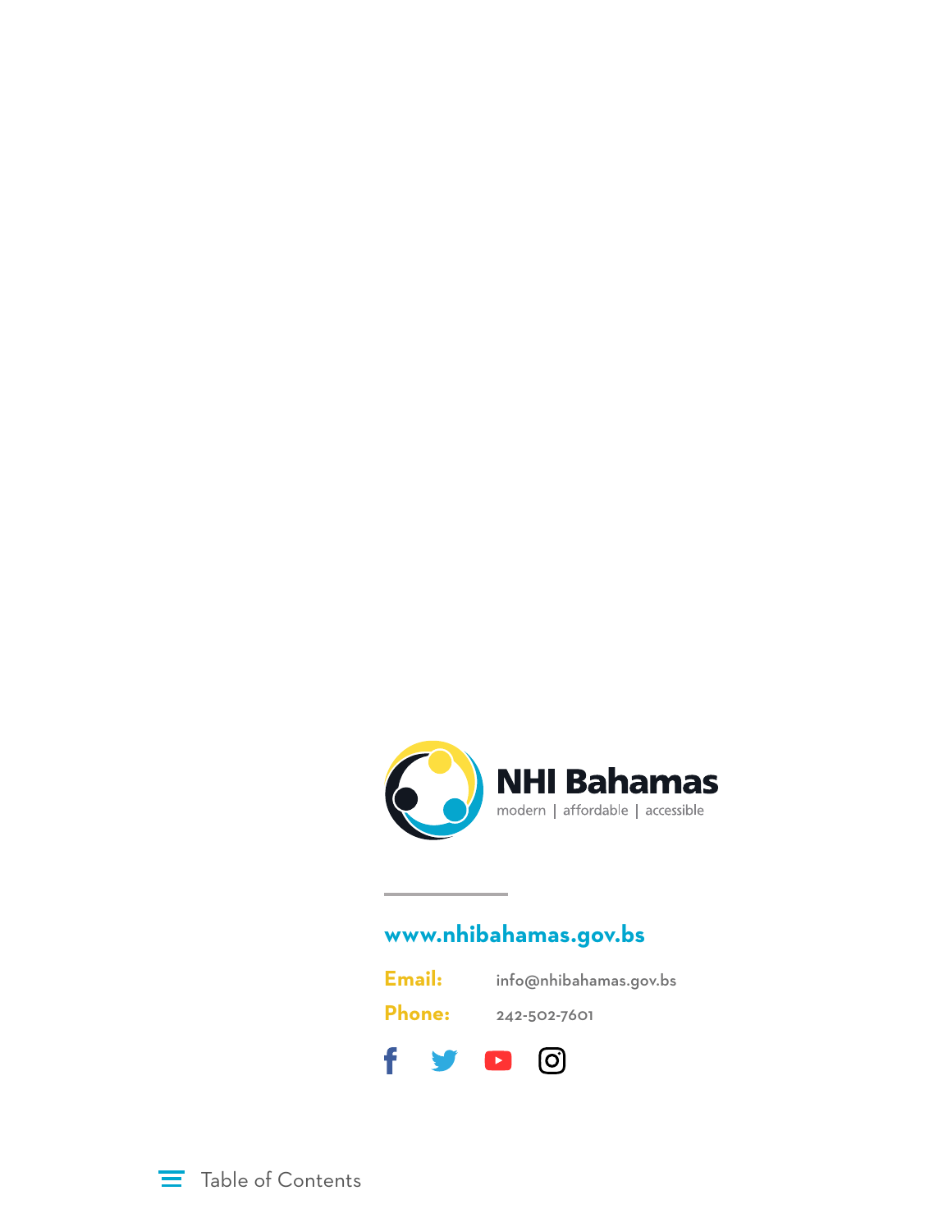NHI Bahamas

modern | affordable | accessible

**www.nhibahamas.gov.bs**

**Email:** info@nhibahamas.gov.bs

**Phone:** 242-502-7601

Table of Contents